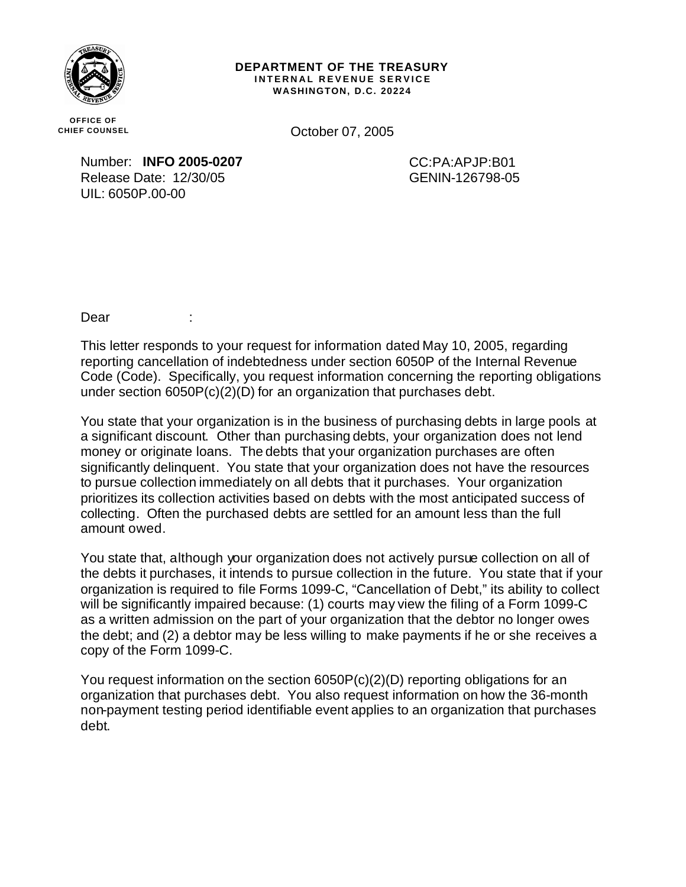**DEPARTMENT OF THE TREASURY**
**INTERNAL REVENUE SERVICE**
**WASHINGTON, D.C. 20224**

**OFFICE OF CHIEF COUNSEL**

October 07, 2005

Number: **INFO 2005-0207**
Release Date: 12/30/05
UIL: 6050P.00-00

CC:PA:APJP:B01
GENIN-126798-05

Dear :

This letter responds to your request for information dated May 10, 2005, regarding reporting cancellation of indebtedness under section 6050P of the Internal Revenue Code (Code). Specifically, you request information concerning the reporting obligations under section 6050P(c)(2)(D) for an organization that purchases debt.

You state that your organization is in the business of purchasing debts in large pools at a significant discount. Other than purchasing debts, your organization does not lend money or originate loans. The debts that your organization purchases are often significantly delinquent. You state that your organization does not have the resources to pursue collection immediately on all debts that it purchases. Your organization prioritizes its collection activities based on debts with the most anticipated success of collecting. Often the purchased debts are settled for an amount less than the full amount owed.

You state that, although your organization does not actively pursue collection on all of the debts it purchases, it intends to pursue collection in the future. You state that if your organization is required to file Forms 1099-C, "Cancellation of Debt," its ability to collect will be significantly impaired because: (1) courts may view the filing of a Form 1099-C as a written admission on the part of your organization that the debtor no longer owes the debt; and (2) a debtor may be less willing to make payments if he or she receives a copy of the Form 1099-C.

You request information on the section 6050P(c)(2)(D) reporting obligations for an organization that purchases debt. You also request information on how the 36-month non-payment testing period identifiable event applies to an organization that purchases debt.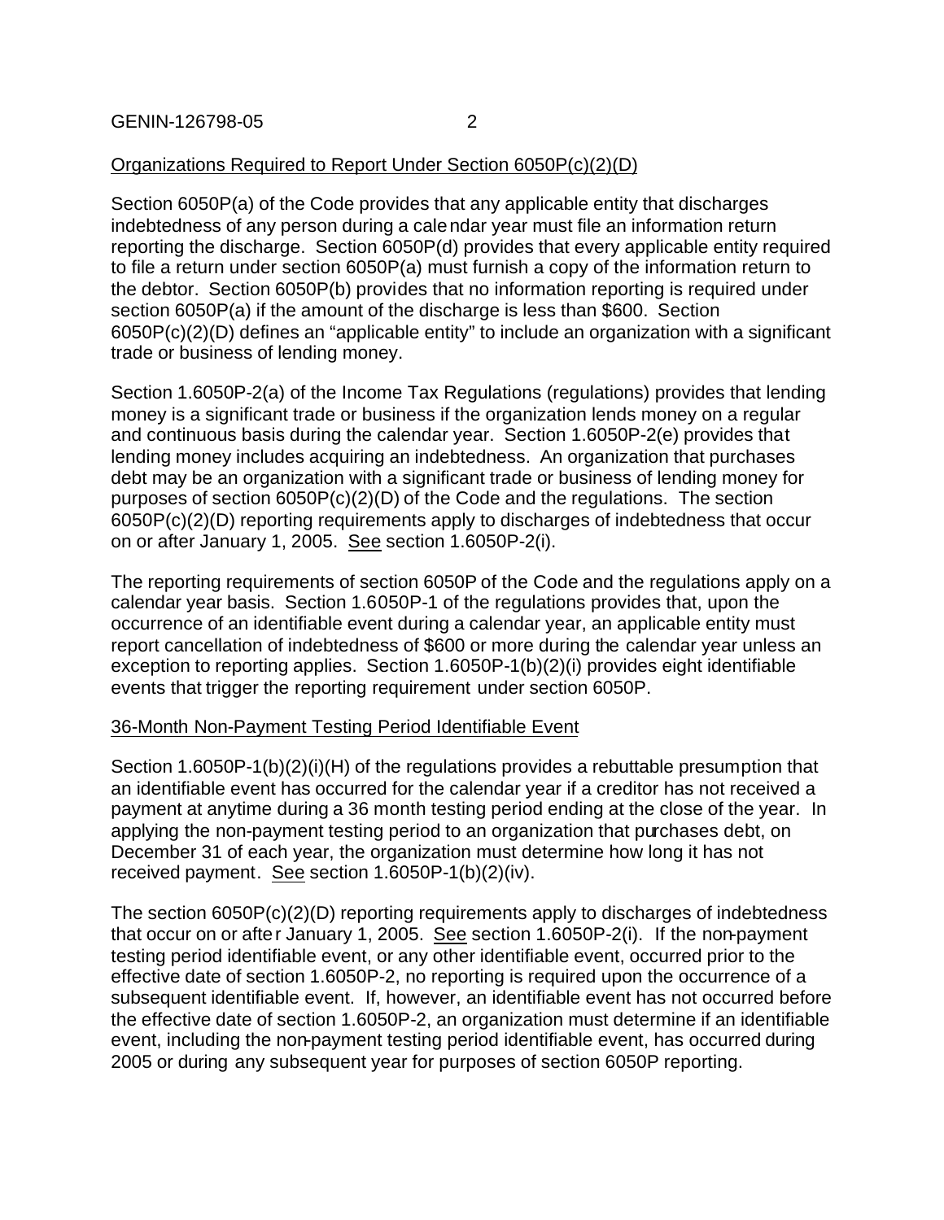Organizations Required to Report Under Section 6050P(c)(2)(D)

Section 6050P(a) of the Code provides that any applicable entity that discharges indebtedness of any person during a calendar year must file an information return reporting the discharge. Section 6050P(d) provides that every applicable entity required to file a return under section 6050P(a) must furnish a copy of the information return to the debtor. Section 6050P(b) provides that no information reporting is required under section 6050P(a) if the amount of the discharge is less than $600. Section 6050P(c)(2)(D) defines an "applicable entity" to include an organization with a significant trade or business of lending money.

Section 1.6050P-2(a) of the Income Tax Regulations (regulations) provides that lending money is a significant trade or business if the organization lends money on a regular and continuous basis during the calendar year. Section 1.6050P-2(e) provides that lending money includes acquiring an indebtedness. An organization that purchases debt may be an organization with a significant trade or business of lending money for purposes of section 6050P(c)(2)(D) of the Code and the regulations. The section 6050P(c)(2)(D) reporting requirements apply to discharges of indebtedness that occur on or after January 1, 2005. See section 1.6050P-2(i).

The reporting requirements of section 6050P of the Code and the regulations apply on a calendar year basis. Section 1.6050P-1 of the regulations provides that, upon the occurrence of an identifiable event during a calendar year, an applicable entity must report cancellation of indebtedness of $600 or more during the calendar year unless an exception to reporting applies. Section 1.6050P-1(b)(2)(i) provides eight identifiable events that trigger the reporting requirement under section 6050P.

36-Month Non-Payment Testing Period Identifiable Event

Section 1.6050P-1(b)(2)(i)(H) of the regulations provides a rebuttable presumption that an identifiable event has occurred for the calendar year if a creditor has not received a payment at anytime during a 36 month testing period ending at the close of the year. In applying the non-payment testing period to an organization that purchases debt, on December 31 of each year, the organization must determine how long it has not received payment. See section 1.6050P-1(b)(2)(iv).

The section 6050P(c)(2)(D) reporting requirements apply to discharges of indebtedness that occur on or after January 1, 2005. See section 1.6050P-2(i). If the non-payment testing period identifiable event, or any other identifiable event, occurred prior to the effective date of section 1.6050P-2, no reporting is required upon the occurrence of a subsequent identifiable event. If, however, an identifiable event has not occurred before the effective date of section 1.6050P-2, an organization must determine if an identifiable event, including the non-payment testing period identifiable event, has occurred during 2005 or during any subsequent year for purposes of section 6050P reporting.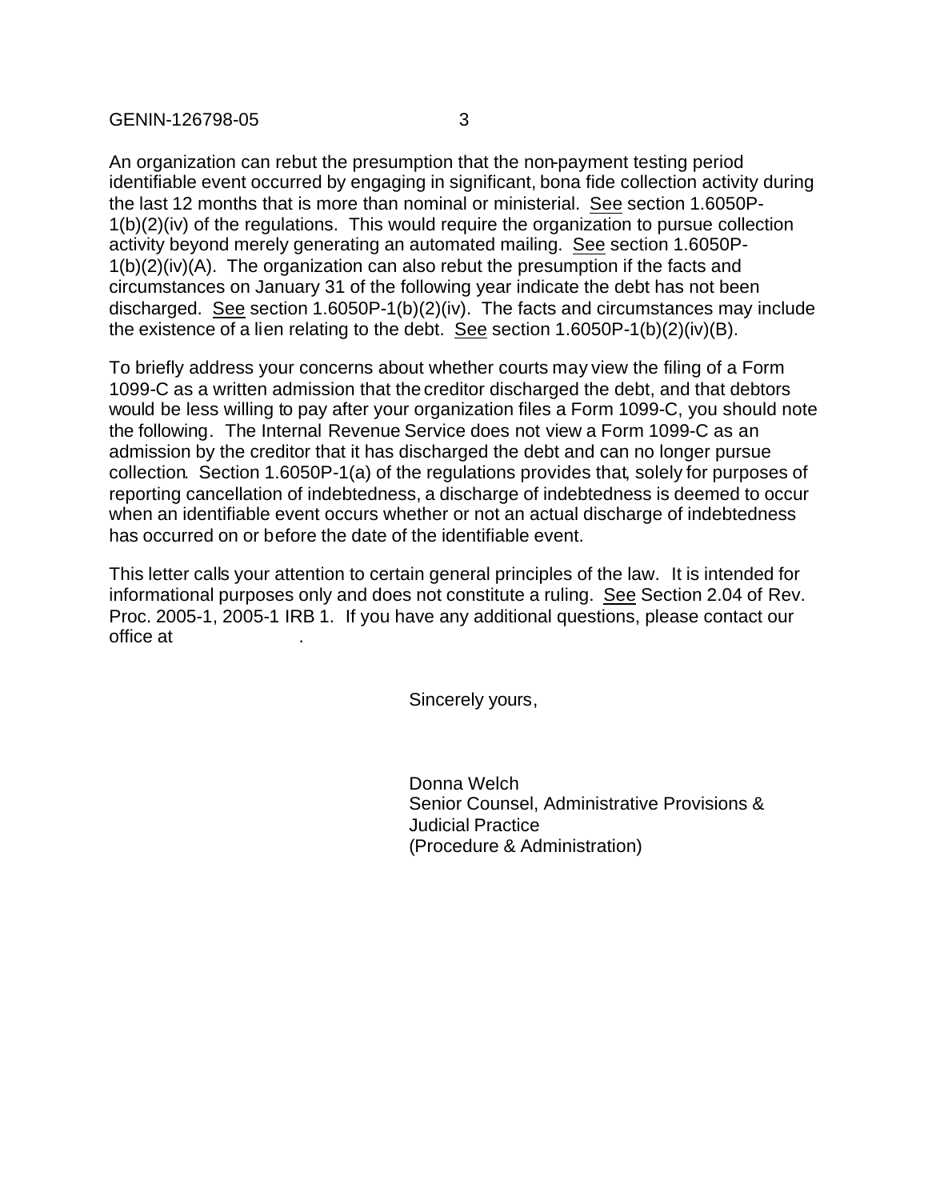An organization can rebut the presumption that the non-payment testing period identifiable event occurred by engaging in significant, bona fide collection activity during the last 12 months that is more than nominal or ministerial. See section 1.6050P-1(b)(2)(iv) of the regulations. This would require the organization to pursue collection activity beyond merely generating an automated mailing. See section 1.6050P-1(b)(2)(iv)(A). The organization can also rebut the presumption if the facts and circumstances on January 31 of the following year indicate the debt has not been discharged. See section 1.6050P-1(b)(2)(iv). The facts and circumstances may include the existence of a lien relating to the debt. See section 1.6050P-1(b)(2)(iv)(B).

To briefly address your concerns about whether courts may view the filing of a Form 1099-C as a written admission that the creditor discharged the debt, and that debtors would be less willing to pay after your organization files a Form 1099-C, you should note the following. The Internal Revenue Service does not view a Form 1099-C as an admission by the creditor that it has discharged the debt and can no longer pursue collection. Section 1.6050P-1(a) of the regulations provides that, solely for purposes of reporting cancellation of indebtedness, a discharge of indebtedness is deemed to occur when an identifiable event occurs whether or not an actual discharge of indebtedness has occurred on or before the date of the identifiable event.

This letter calls your attention to certain general principles of the law. It is intended for informational purposes only and does not constitute a ruling. See Section 2.04 of Rev. Proc. 2005-1, 2005-1 IRB 1. If you have any additional questions, please contact our office at .

Sincerely yours,

Donna Welch
Senior Counsel, Administrative Provisions & Judicial Practice
(Procedure & Administration)